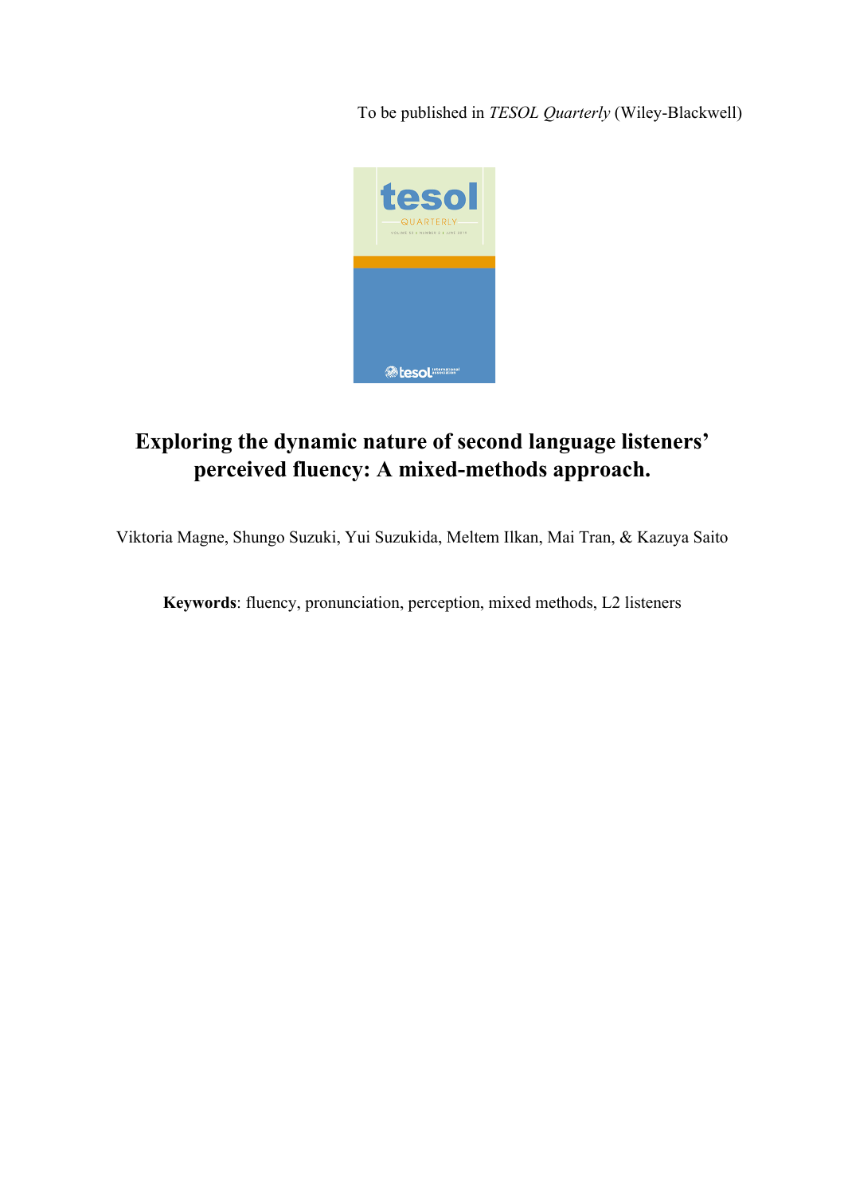To be published in *TESOL Quarterly* (Wiley-Blackwell)

# Exploring the dynamic nature of second language listeners' perceived fluency: A mixed-methods approach.

Viktoria Magne, Shungo Suzuki, Yui Suzukida, Meltem Ilkan, Mai Tran, & Kazuya Saito

**Keywords**: fluency, pronunciation, perception, mixed methods, L2 listeners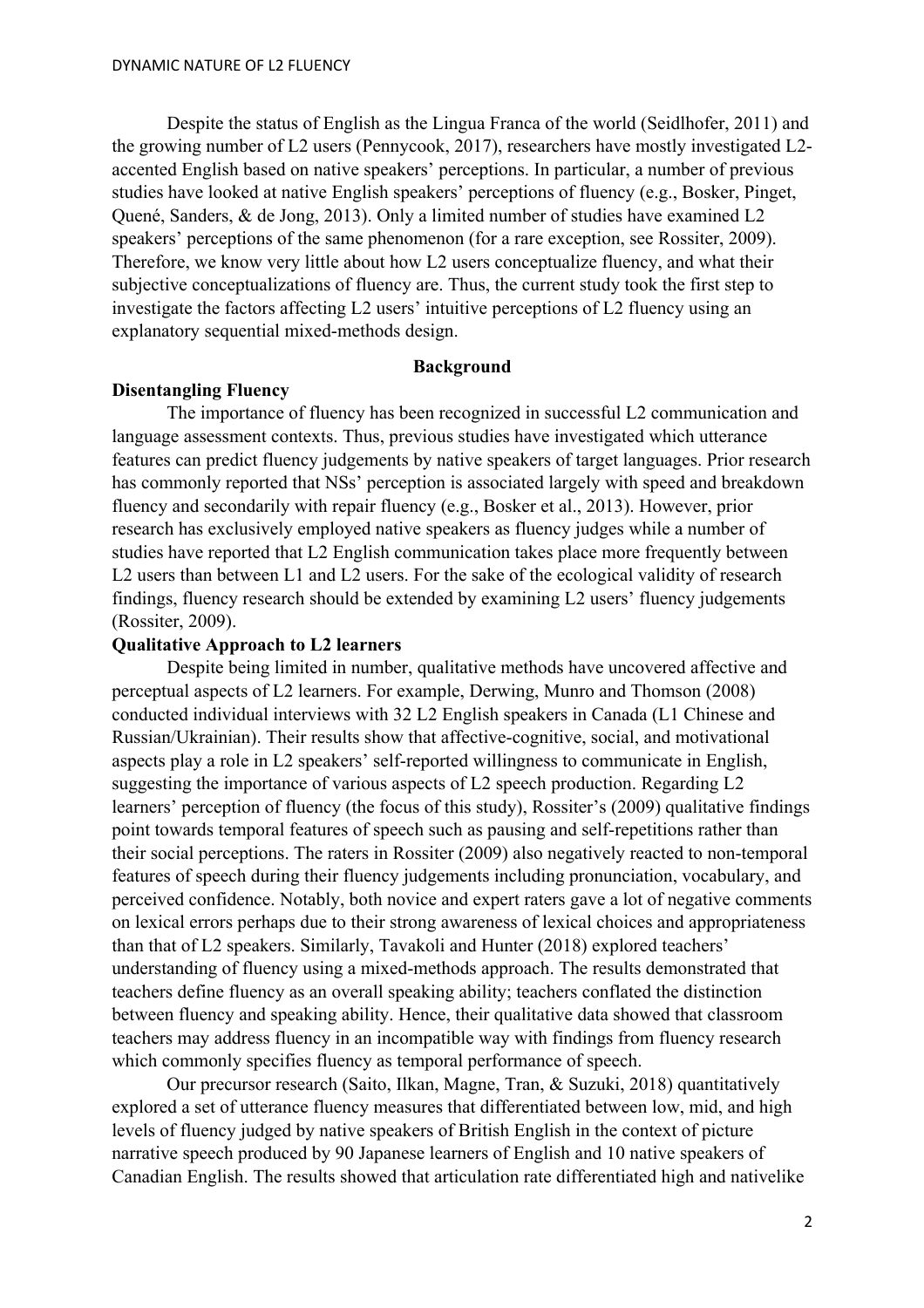Despite the status of English as the Lingua Franca of the world (Seidlhofer, 2011) and the growing number of L2 users (Pennycook, 2017), researchers have mostly investigated L2-accented English based on native speakers' perceptions. In particular, a number of previous studies have looked at native English speakers' perceptions of fluency (e.g., Bosker, Pinget, Quené, Sanders, & de Jong, 2013). Only a limited number of studies have examined L2 speakers' perceptions of the same phenomenon (for a rare exception, see Rossiter, 2009). Therefore, we know very little about how L2 users conceptualize fluency, and what their subjective conceptualizations of fluency are. Thus, the current study took the first step to investigate the factors affecting L2 users' intuitive perceptions of L2 fluency using an explanatory sequential mixed-methods design.

## Background

### Disentangling Fluency

The importance of fluency has been recognized in successful L2 communication and language assessment contexts. Thus, previous studies have investigated which utterance features can predict fluency judgements by native speakers of target languages. Prior research has commonly reported that NSs' perception is associated largely with speed and breakdown fluency and secondarily with repair fluency (e.g., Bosker et al., 2013). However, prior research has exclusively employed native speakers as fluency judges while a number of studies have reported that L2 English communication takes place more frequently between L2 users than between L1 and L2 users. For the sake of the ecological validity of research findings, fluency research should be extended by examining L2 users' fluency judgements (Rossiter, 2009).

### Qualitative Approach to L2 learners

Despite being limited in number, qualitative methods have uncovered affective and perceptual aspects of L2 learners. For example, Derwing, Munro and Thomson (2008) conducted individual interviews with 32 L2 English speakers in Canada (L1 Chinese and Russian/Ukrainian). Their results show that affective-cognitive, social, and motivational aspects play a role in L2 speakers' self-reported willingness to communicate in English, suggesting the importance of various aspects of L2 speech production. Regarding L2 learners' perception of fluency (the focus of this study), Rossiter's (2009) qualitative findings point towards temporal features of speech such as pausing and self-repetitions rather than their social perceptions. The raters in Rossiter (2009) also negatively reacted to non-temporal features of speech during their fluency judgements including pronunciation, vocabulary, and perceived confidence. Notably, both novice and expert raters gave a lot of negative comments on lexical errors perhaps due to their strong awareness of lexical choices and appropriateness than that of L2 speakers. Similarly, Tavakoli and Hunter (2018) explored teachers' understanding of fluency using a mixed-methods approach. The results demonstrated that teachers define fluency as an overall speaking ability; teachers conflated the distinction between fluency and speaking ability. Hence, their qualitative data showed that classroom teachers may address fluency in an incompatible way with findings from fluency research which commonly specifies fluency as temporal performance of speech.

Our precursor research (Saito, Ilkan, Magne, Tran, & Suzuki, 2018) quantitatively explored a set of utterance fluency measures that differentiated between low, mid, and high levels of fluency judged by native speakers of British English in the context of picture narrative speech produced by 90 Japanese learners of English and 10 native speakers of Canadian English. The results showed that articulation rate differentiated high and nativelike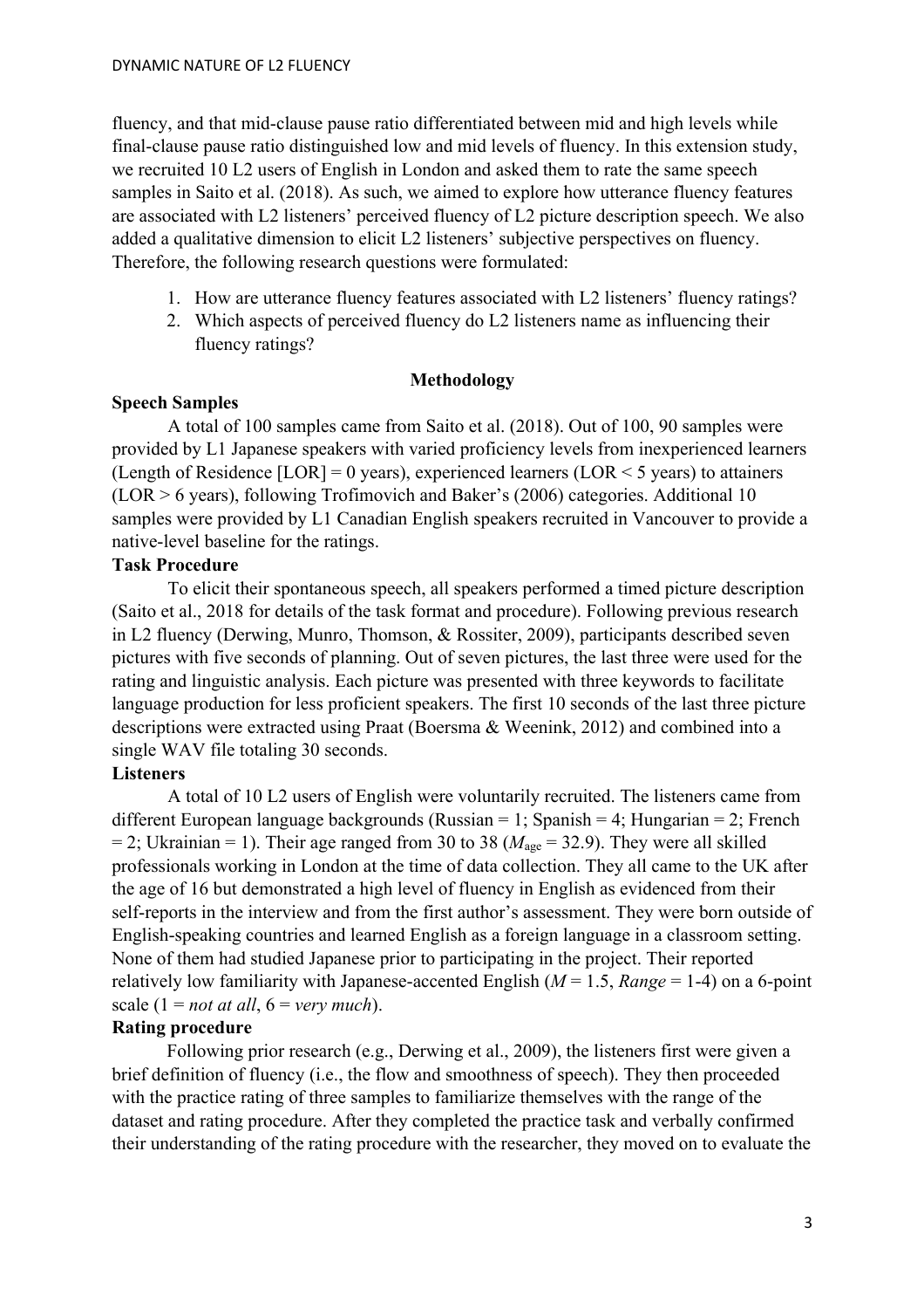fluency, and that mid-clause pause ratio differentiated between mid and high levels while final-clause pause ratio distinguished low and mid levels of fluency. In this extension study, we recruited 10 L2 users of English in London and asked them to rate the same speech samples in Saito et al. (2018). As such, we aimed to explore how utterance fluency features are associated with L2 listeners' perceived fluency of L2 picture description speech. We also added a qualitative dimension to elicit L2 listeners' subjective perspectives on fluency. Therefore, the following research questions were formulated:

1. How are utterance fluency features associated with L2 listeners' fluency ratings?
2. Which aspects of perceived fluency do L2 listeners name as influencing their fluency ratings?

## Methodology

### Speech Samples

A total of 100 samples came from Saito et al. (2018). Out of 100, 90 samples were provided by L1 Japanese speakers with varied proficiency levels from inexperienced learners (Length of Residence [LOR] = 0 years), experienced learners (LOR < 5 years) to attainers (LOR > 6 years), following Trofimovich and Baker's (2006) categories. Additional 10 samples were provided by L1 Canadian English speakers recruited in Vancouver to provide a native-level baseline for the ratings.

### Task Procedure

To elicit their spontaneous speech, all speakers performed a timed picture description (Saito et al., 2018 for details of the task format and procedure). Following previous research in L2 fluency (Derwing, Munro, Thomson, & Rossiter, 2009), participants described seven pictures with five seconds of planning. Out of seven pictures, the last three were used for the rating and linguistic analysis. Each picture was presented with three keywords to facilitate language production for less proficient speakers. The first 10 seconds of the last three picture descriptions were extracted using Praat (Boersma & Weenink, 2012) and combined into a single WAV file totaling 30 seconds.

### Listeners

A total of 10 L2 users of English were voluntarily recruited. The listeners came from different European language backgrounds (Russian = 1; Spanish = 4; Hungarian = 2; French = 2; Ukrainian = 1). Their age ranged from 30 to 38 ($M_{age}$ = 32.9). They were all skilled professionals working in London at the time of data collection. They all came to the UK after the age of 16 but demonstrated a high level of fluency in English as evidenced from their self-reports in the interview and from the first author's assessment. They were born outside of English-speaking countries and learned English as a foreign language in a classroom setting. None of them had studied Japanese prior to participating in the project. Their reported relatively low familiarity with Japanese-accented English (*M* = 1.5, *Range* = 1-4) on a 6-point scale (1 = *not at all*, 6 = *very much*).

### Rating procedure

Following prior research (e.g., Derwing et al., 2009), the listeners first were given a brief definition of fluency (i.e., the flow and smoothness of speech). They then proceeded with the practice rating of three samples to familiarize themselves with the range of the dataset and rating procedure. After they completed the practice task and verbally confirmed their understanding of the rating procedure with the researcher, they moved on to evaluate the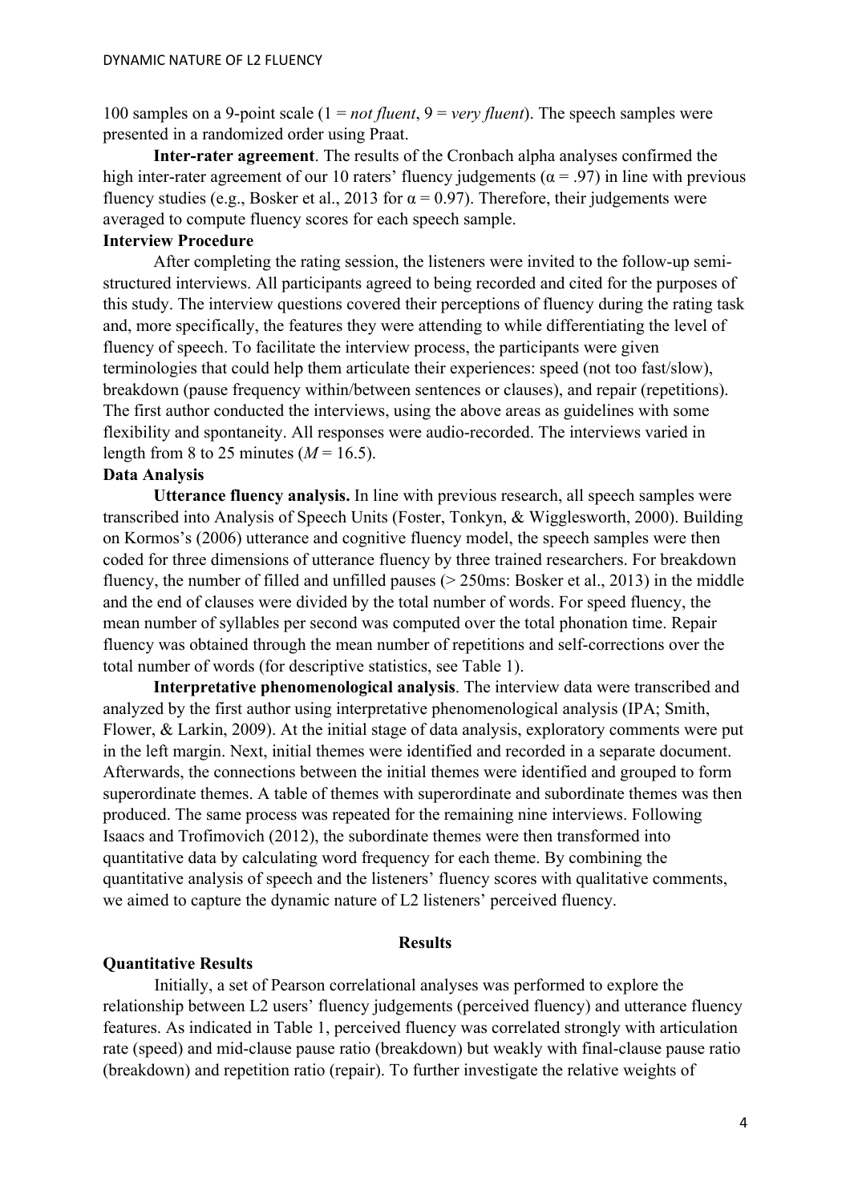100 samples on a 9-point scale (1 = *not fluent*, 9 = *very fluent*). The speech samples were presented in a randomized order using Praat.

**Inter-rater agreement**. The results of the Cronbach alpha analyses confirmed the high inter-rater agreement of our 10 raters' fluency judgements ($\alpha = .97$) in line with previous fluency studies (e.g., Bosker et al., 2013 for $\alpha = 0.97$). Therefore, their judgements were averaged to compute fluency scores for each speech sample.

### Interview Procedure

After completing the rating session, the listeners were invited to the follow-up semi-structured interviews. All participants agreed to being recorded and cited for the purposes of this study. The interview questions covered their perceptions of fluency during the rating task and, more specifically, the features they were attending to while differentiating the level of fluency of speech. To facilitate the interview process, the participants were given terminologies that could help them articulate their experiences: speed (not too fast/slow), breakdown (pause frequency within/between sentences or clauses), and repair (repetitions). The first author conducted the interviews, using the above areas as guidelines with some flexibility and spontaneity. All responses were audio-recorded. The interviews varied in length from 8 to 25 minutes ($M = 16.5$).

### Data Analysis

**Utterance fluency analysis.** In line with previous research, all speech samples were transcribed into Analysis of Speech Units (Foster, Tonkyn, & Wigglesworth, 2000). Building on Kormos's (2006) utterance and cognitive fluency model, the speech samples were then coded for three dimensions of utterance fluency by three trained researchers. For breakdown fluency, the number of filled and unfilled pauses (> 250ms: Bosker et al., 2013) in the middle and the end of clauses were divided by the total number of words. For speed fluency, the mean number of syllables per second was computed over the total phonation time. Repair fluency was obtained through the mean number of repetitions and self-corrections over the total number of words (for descriptive statistics, see Table 1).

**Interpretative phenomenological analysis**. The interview data were transcribed and analyzed by the first author using interpretative phenomenological analysis (IPA; Smith, Flower, & Larkin, 2009). At the initial stage of data analysis, exploratory comments were put in the left margin. Next, initial themes were identified and recorded in a separate document. Afterwards, the connections between the initial themes were identified and grouped to form superordinate themes. A table of themes with superordinate and subordinate themes was then produced. The same process was repeated for the remaining nine interviews. Following Isaacs and Trofimovich (2012), the subordinate themes were then transformed into quantitative data by calculating word frequency for each theme. By combining the quantitative analysis of speech and the listeners' fluency scores with qualitative comments, we aimed to capture the dynamic nature of L2 listeners' perceived fluency.

## Results

### Quantitative Results

Initially, a set of Pearson correlational analyses was performed to explore the relationship between L2 users' fluency judgements (perceived fluency) and utterance fluency features. As indicated in Table 1, perceived fluency was correlated strongly with articulation rate (speed) and mid-clause pause ratio (breakdown) but weakly with final-clause pause ratio (breakdown) and repetition ratio (repair). To further investigate the relative weights of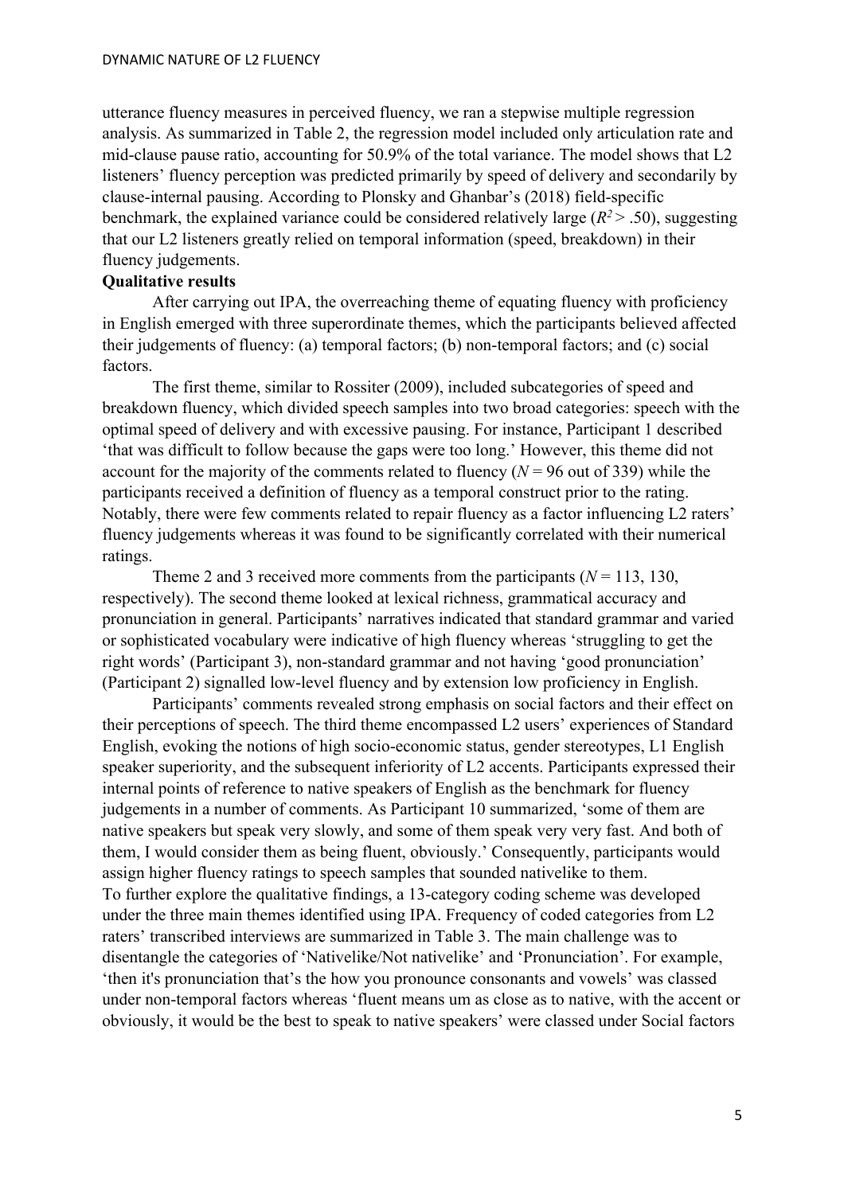utterance fluency measures in perceived fluency, we ran a stepwise multiple regression analysis. As summarized in Table 2, the regression model included only articulation rate and mid-clause pause ratio, accounting for 50.9% of the total variance. The model shows that L2 listeners' fluency perception was predicted primarily by speed of delivery and secondarily by clause-internal pausing. According to Plonsky and Ghanbar's (2018) field-specific benchmark, the explained variance could be considered relatively large ($R^2 > .50$), suggesting that our L2 listeners greatly relied on temporal information (speed, breakdown) in their fluency judgements.

**Qualitative results**

After carrying out IPA, the overreaching theme of equating fluency with proficiency in English emerged with three superordinate themes, which the participants believed affected their judgements of fluency: (a) temporal factors; (b) non-temporal factors; and (c) social factors.

The first theme, similar to Rossiter (2009), included subcategories of speed and breakdown fluency, which divided speech samples into two broad categories: speech with the optimal speed of delivery and with excessive pausing. For instance, Participant 1 described 'that was difficult to follow because the gaps were too long.' However, this theme did not account for the majority of the comments related to fluency (*N* = 96 out of 339) while the participants received a definition of fluency as a temporal construct prior to the rating. Notably, there were few comments related to repair fluency as a factor influencing L2 raters' fluency judgements whereas it was found to be significantly correlated with their numerical ratings.

Theme 2 and 3 received more comments from the participants (*N* = 113, 130, respectively). The second theme looked at lexical richness, grammatical accuracy and pronunciation in general. Participants' narratives indicated that standard grammar and varied or sophisticated vocabulary were indicative of high fluency whereas 'struggling to get the right words' (Participant 3), non-standard grammar and not having 'good pronunciation' (Participant 2) signalled low-level fluency and by extension low proficiency in English.

Participants' comments revealed strong emphasis on social factors and their effect on their perceptions of speech. The third theme encompassed L2 users' experiences of Standard English, evoking the notions of high socio-economic status, gender stereotypes, L1 English speaker superiority, and the subsequent inferiority of L2 accents. Participants expressed their internal points of reference to native speakers of English as the benchmark for fluency judgements in a number of comments. As Participant 10 summarized, 'some of them are native speakers but speak very slowly, and some of them speak very very fast. And both of them, I would consider them as being fluent, obviously.' Consequently, participants would assign higher fluency ratings to speech samples that sounded nativelike to them.

To further explore the qualitative findings, a 13-category coding scheme was developed under the three main themes identified using IPA. Frequency of coded categories from L2 raters' transcribed interviews are summarized in Table 3. The main challenge was to disentangle the categories of 'Nativelike/Not nativelike' and 'Pronunciation'. For example, 'then it's pronunciation that's the how you pronounce consonants and vowels' was classed under non-temporal factors whereas 'fluent means um as close as to native, with the accent or obviously, it would be the best to speak to native speakers' were classed under Social factors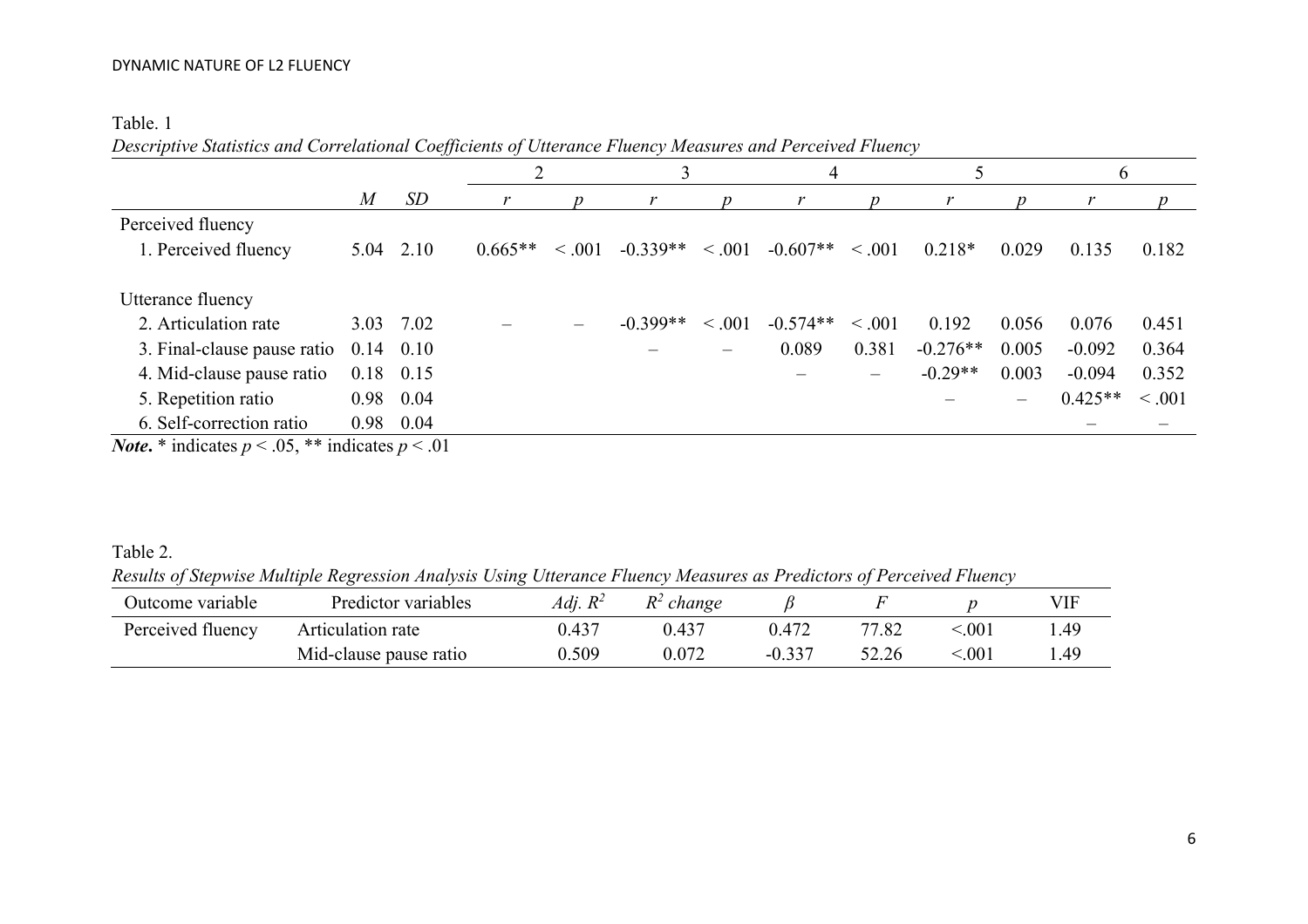Table. 1

*Descriptive Statistics and Correlational Coefficients of Utterance Fluency Measures and Perceived Fluency*

| | | | 2 | | 3 | | 4 | | 5 | | 6 | |
|---|---|---|---|---|---|---|---|---|---|---|---|---|
| | *M* | *SD* | *r* | *p* | *r* | *p* | *r* | *p* | *r* | *p* | *r* | *p* |
| Perceived fluency | | | | | | | | | | | | |
| 1. Perceived fluency | 5.04 | 2.10 | 0.665** | < .001 | -0.339** | < .001 | -0.607** | < .001 | 0.218* | 0.029 | 0.135 | 0.182 |
| Utterance fluency | | | | | | | | | | | | |
| 2. Articulation rate | 3.03 | 7.02 | – | – | -0.399** | < .001 | -0.574** | < .001 | 0.192 | 0.056 | 0.076 | 0.451 |
| 3. Final-clause pause ratio | 0.14 | 0.10 | | | – | – | 0.089 | 0.381 | -0.276** | 0.005 | -0.092 | 0.364 |
| 4. Mid-clause pause ratio | 0.18 | 0.15 | | | | | – | – | -0.29** | 0.003 | -0.094 | 0.352 |
| 5. Repetition ratio | 0.98 | 0.04 | | | | | | | – | – | 0.425** | < .001 |
| 6. Self-correction ratio | 0.98 | 0.04 | | | | | | | | | – | – |

***Note***. * indicates $p < .05$, ** indicates $p < .01$

Table 2.

*Results of Stepwise Multiple Regression Analysis Using Utterance Fluency Measures as Predictors of Perceived Fluency*

| Outcome variable | Predictor variables | *Adj.* $R^2$ | $R^2$ *change* | $\beta$ | *F* | *p* | VIF |
|---|---|---|---|---|---|---|---|
| Perceived fluency | Articulation rate | 0.437 | 0.437 | 0.472 | 77.82 | <.001 | 1.49 |
| | Mid-clause pause ratio | 0.509 | 0.072 | -0.337 | 52.26 | <.001 | 1.49 |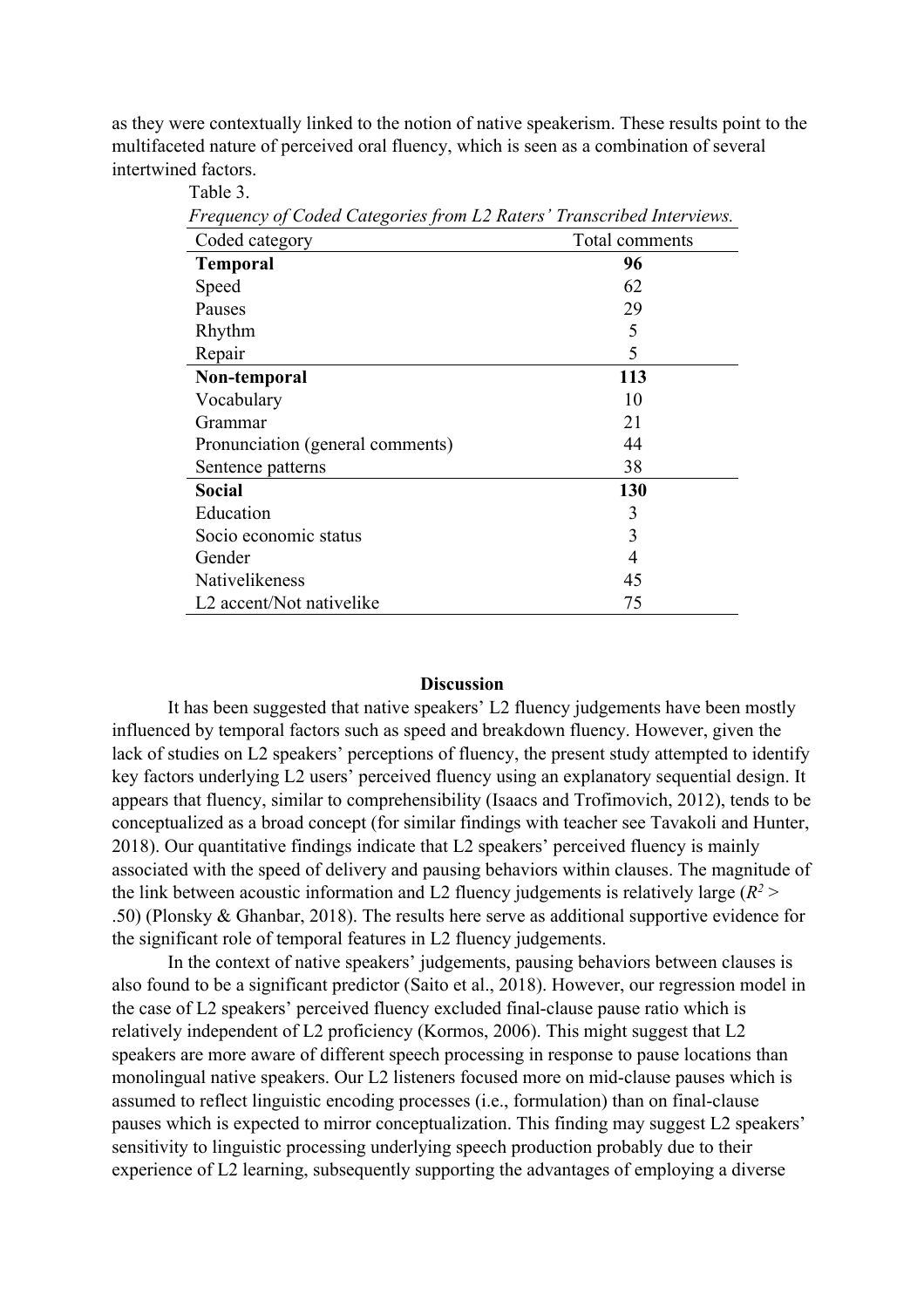as they were contextually linked to the notion of native speakerism. These results point to the multifaceted nature of perceived oral fluency, which is seen as a combination of several intertwined factors.

Table 3.

*Frequency of Coded Categories from L2 Raters' Transcribed Interviews.*

| Coded category | Total comments |
|---|---|
| **Temporal** | **96** |
| Speed | 62 |
| Pauses | 29 |
| Rhythm | 5 |
| Repair | 5 |
| **Non-temporal** | **113** |
| Vocabulary | 10 |
| Grammar | 21 |
| Pronunciation (general comments) | 44 |
| Sentence patterns | 38 |
| **Social** | **130** |
| Education | 3 |
| Socio economic status | 3 |
| Gender | 4 |
| Nativelikeness | 45 |
| L2 accent/Not nativelike | 75 |

## Discussion

It has been suggested that native speakers' L2 fluency judgements have been mostly influenced by temporal factors such as speed and breakdown fluency. However, given the lack of studies on L2 speakers' perceptions of fluency, the present study attempted to identify key factors underlying L2 users' perceived fluency using an explanatory sequential design. It appears that fluency, similar to comprehensibility (Isaacs and Trofimovich, 2012), tends to be conceptualized as a broad concept (for similar findings with teacher see Tavakoli and Hunter, 2018). Our quantitative findings indicate that L2 speakers' perceived fluency is mainly associated with the speed of delivery and pausing behaviors within clauses. The magnitude of the link between acoustic information and L2 fluency judgements is relatively large ($R^2 >$ .50) (Plonsky & Ghanbar, 2018). The results here serve as additional supportive evidence for the significant role of temporal features in L2 fluency judgements.

In the context of native speakers' judgements, pausing behaviors between clauses is also found to be a significant predictor (Saito et al., 2018). However, our regression model in the case of L2 speakers' perceived fluency excluded final-clause pause ratio which is relatively independent of L2 proficiency (Kormos, 2006). This might suggest that L2 speakers are more aware of different speech processing in response to pause locations than monolingual native speakers. Our L2 listeners focused more on mid-clause pauses which is assumed to reflect linguistic encoding processes (i.e., formulation) than on final-clause pauses which is expected to mirror conceptualization. This finding may suggest L2 speakers' sensitivity to linguistic processing underlying speech production probably due to their experience of L2 learning, subsequently supporting the advantages of employing a diverse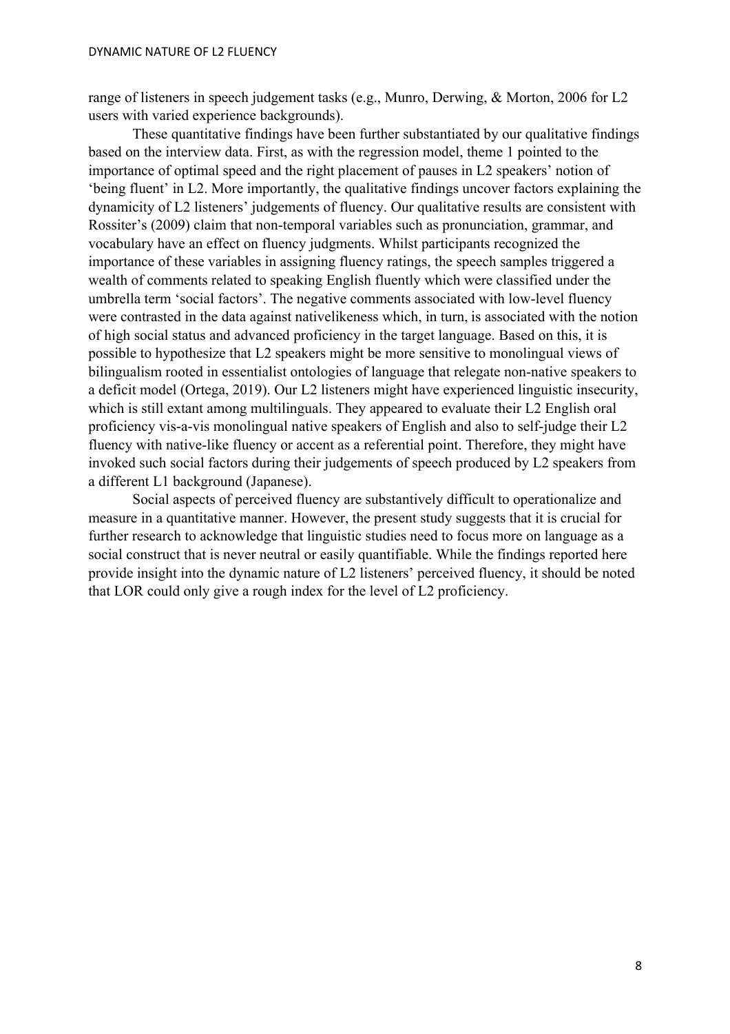range of listeners in speech judgement tasks (e.g., Munro, Derwing, & Morton, 2006 for L2 users with varied experience backgrounds).

These quantitative findings have been further substantiated by our qualitative findings based on the interview data. First, as with the regression model, theme 1 pointed to the importance of optimal speed and the right placement of pauses in L2 speakers' notion of 'being fluent' in L2. More importantly, the qualitative findings uncover factors explaining the dynamicity of L2 listeners' judgements of fluency. Our qualitative results are consistent with Rossiter's (2009) claim that non-temporal variables such as pronunciation, grammar, and vocabulary have an effect on fluency judgments. Whilst participants recognized the importance of these variables in assigning fluency ratings, the speech samples triggered a wealth of comments related to speaking English fluently which were classified under the umbrella term 'social factors'. The negative comments associated with low-level fluency were contrasted in the data against nativelikeness which, in turn, is associated with the notion of high social status and advanced proficiency in the target language. Based on this, it is possible to hypothesize that L2 speakers might be more sensitive to monolingual views of bilingualism rooted in essentialist ontologies of language that relegate non-native speakers to a deficit model (Ortega, 2019). Our L2 listeners might have experienced linguistic insecurity, which is still extant among multilinguals. They appeared to evaluate their L2 English oral proficiency vis-a-vis monolingual native speakers of English and also to self-judge their L2 fluency with native-like fluency or accent as a referential point. Therefore, they might have invoked such social factors during their judgements of speech produced by L2 speakers from a different L1 background (Japanese).

Social aspects of perceived fluency are substantively difficult to operationalize and measure in a quantitative manner. However, the present study suggests that it is crucial for further research to acknowledge that linguistic studies need to focus more on language as a social construct that is never neutral or easily quantifiable. While the findings reported here provide insight into the dynamic nature of L2 listeners' perceived fluency, it should be noted that LOR could only give a rough index for the level of L2 proficiency.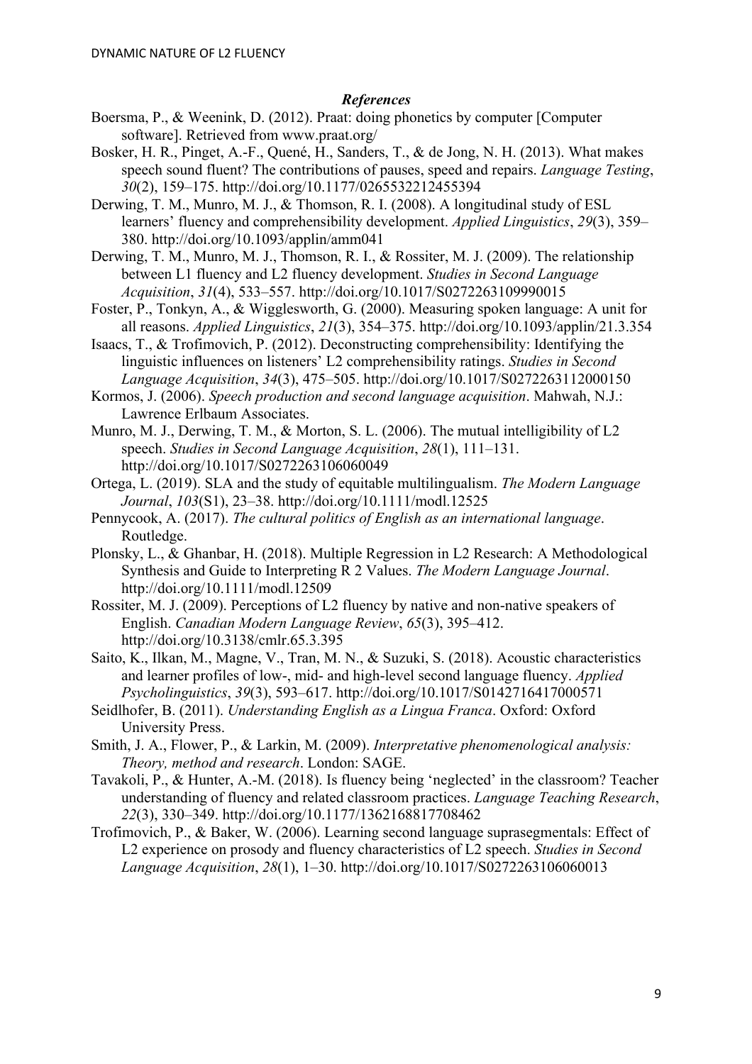### *References*

Boersma, P., & Weenink, D. (2012). Praat: doing phonetics by computer [Computer software]. Retrieved from www.praat.org/

Bosker, H. R., Pinget, A.-F., Quené, H., Sanders, T., & de Jong, N. H. (2013). What makes speech sound fluent? The contributions of pauses, speed and repairs. *Language Testing*, *30*(2), 159–175. http://doi.org/10.1177/0265532212455394

Derwing, T. M., Munro, M. J., & Thomson, R. I. (2008). A longitudinal study of ESL learners' fluency and comprehensibility development. *Applied Linguistics*, *29*(3), 359–380. http://doi.org/10.1093/applin/amm041

Derwing, T. M., Munro, M. J., Thomson, R. I., & Rossiter, M. J. (2009). The relationship between L1 fluency and L2 fluency development. *Studies in Second Language Acquisition*, *31*(4), 533–557. http://doi.org/10.1017/S0272263109990015

Foster, P., Tonkyn, A., & Wigglesworth, G. (2000). Measuring spoken language: A unit for all reasons. *Applied Linguistics*, *21*(3), 354–375. http://doi.org/10.1093/applin/21.3.354

Isaacs, T., & Trofimovich, P. (2012). Deconstructing comprehensibility: Identifying the linguistic influences on listeners' L2 comprehensibility ratings. *Studies in Second Language Acquisition*, *34*(3), 475–505. http://doi.org/10.1017/S0272263112000150

Kormos, J. (2006). *Speech production and second language acquisition*. Mahwah, N.J.: Lawrence Erlbaum Associates.

Munro, M. J., Derwing, T. M., & Morton, S. L. (2006). The mutual intelligibility of L2 speech. *Studies in Second Language Acquisition*, *28*(1), 111–131. http://doi.org/10.1017/S0272263106060049

Ortega, L. (2019). SLA and the study of equitable multilingualism. *The Modern Language Journal*, *103*(S1), 23–38. http://doi.org/10.1111/modl.12525

Pennycook, A. (2017). *The cultural politics of English as an international language*. Routledge.

Plonsky, L., & Ghanbar, H. (2018). Multiple Regression in L2 Research: A Methodological Synthesis and Guide to Interpreting R 2 Values. *The Modern Language Journal*. http://doi.org/10.1111/modl.12509

Rossiter, M. J. (2009). Perceptions of L2 fluency by native and non-native speakers of English. *Canadian Modern Language Review*, *65*(3), 395–412. http://doi.org/10.3138/cmlr.65.3.395

Saito, K., Ilkan, M., Magne, V., Tran, M. N., & Suzuki, S. (2018). Acoustic characteristics and learner profiles of low-, mid- and high-level second language fluency. *Applied Psycholinguistics*, *39*(3), 593–617. http://doi.org/10.1017/S0142716417000571

Seidlhofer, B. (2011). *Understanding English as a Lingua Franca*. Oxford: Oxford University Press.

Smith, J. A., Flower, P., & Larkin, M. (2009). *Interpretative phenomenological analysis: Theory, method and research*. London: SAGE.

Tavakoli, P., & Hunter, A.-M. (2018). Is fluency being 'neglected' in the classroom? Teacher understanding of fluency and related classroom practices. *Language Teaching Research*, *22*(3), 330–349. http://doi.org/10.1177/1362168817708462

Trofimovich, P., & Baker, W. (2006). Learning second language suprasegmentals: Effect of L2 experience on prosody and fluency characteristics of L2 speech. *Studies in Second Language Acquisition*, *28*(1), 1–30. http://doi.org/10.1017/S0272263106060013